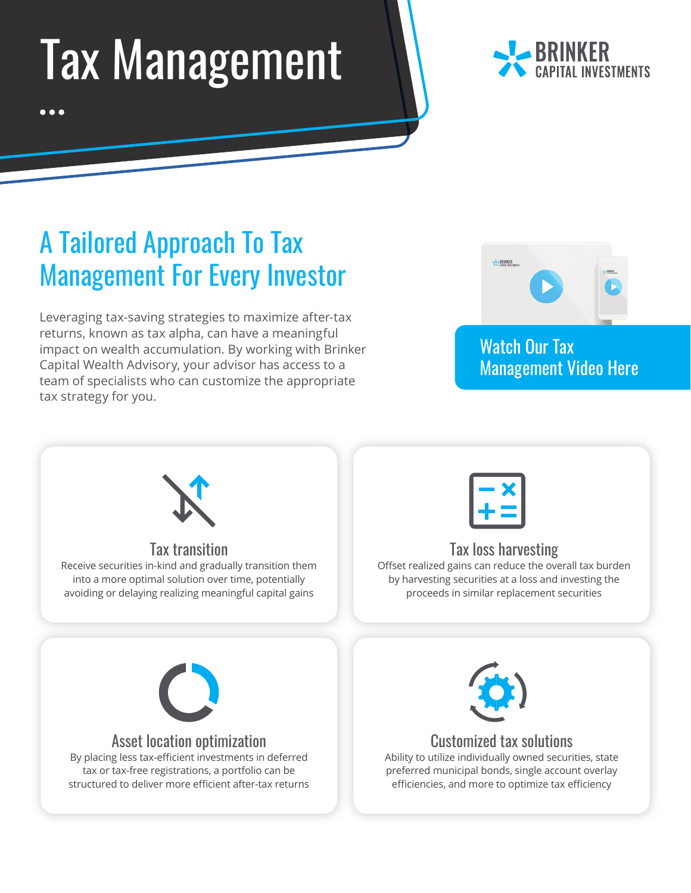# Tax Management

BRINKER
CAPITAL INVESTMENTS

## A Tailored Approach To Tax Management For Every Investor

Leveraging tax-saving strategies to maximize after-tax returns, known as tax alpha, can have a meaningful impact on wealth accumulation. By working with Brinker Capital Wealth Advisory, your advisor has access to a team of specialists who can customize the appropriate tax strategy for you.

Watch Our Tax Management Video Here

### Tax transition

Receive securities in-kind and gradually transition them into a more optimal solution over time, potentially avoiding or delaying realizing meaningful capital gains

### Tax loss harvesting

Offset realized gains can reduce the overall tax burden by harvesting securities at a loss and investing the proceeds in similar replacement securities

### Asset location optimization

By placing less tax-efficient investments in deferred tax or tax-free registrations, a portfolio can be structured to deliver more efficient after-tax returns

### Customized tax solutions

Ability to utilize individually owned securities, state preferred municipal bonds, single account overlay efficiencies, and more to optimize tax efficiency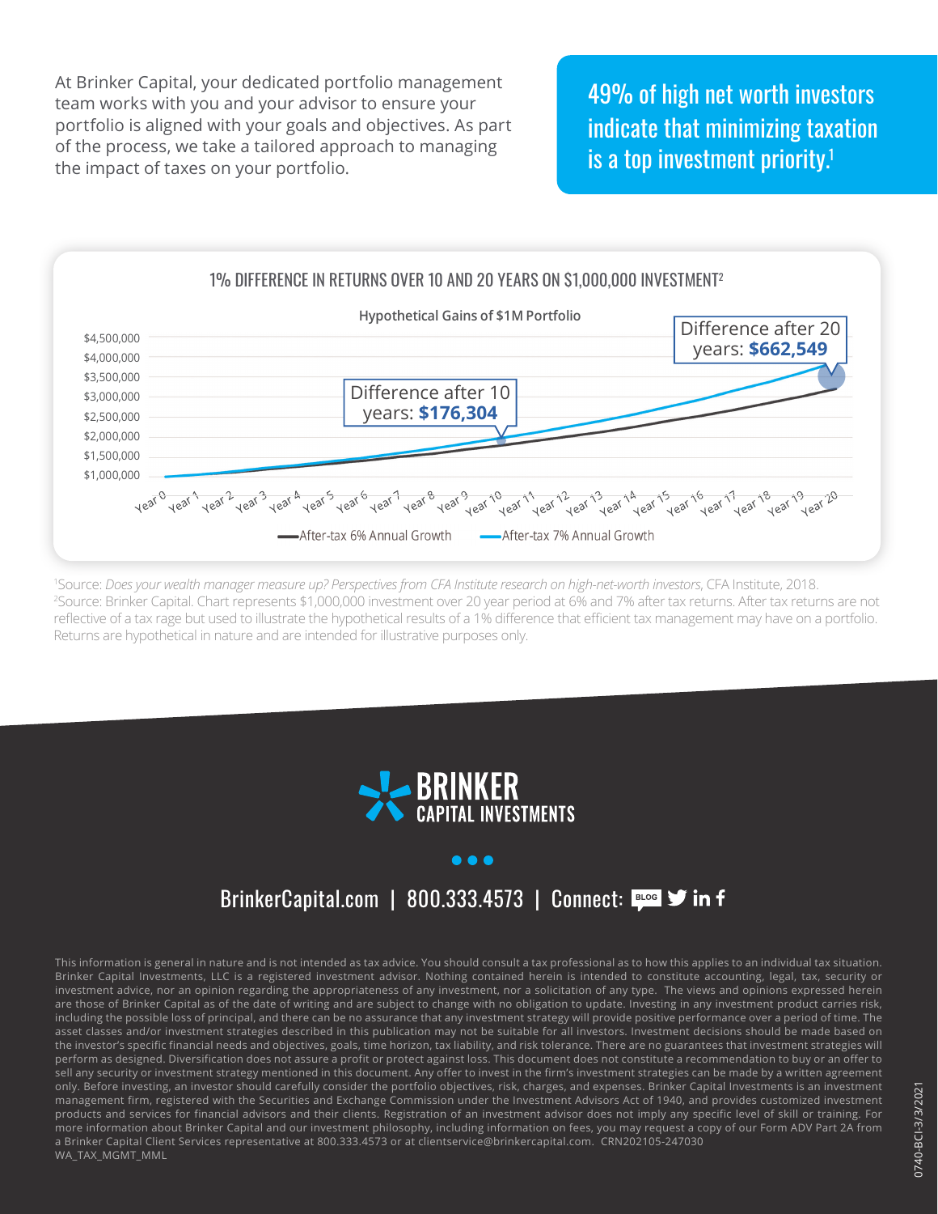At Brinker Capital, your dedicated portfolio management team works with you and your advisor to ensure your portfolio is aligned with your goals and objectives. As part of the process, we take a tailored approach to managing the impact of taxes on your portfolio.

**49% of high net worth investors indicate that minimizing taxation is a top investment priority.[1]**

## 1% DIFFERENCE IN RETURNS OVER 10 AND 20 YEARS ON $1,000,000 INVESTMENT[2]

Hypothetical Gains of $1M Portfolio

$4,500,000
$4,000,000
$3,500,000
$3,000,000
$2,500,000
$2,000,000
$1,500,000
$1,000,000

Year 0, Year 1, Year 2, Year 3, Year 4, Year 5, Year 6, Year 7, Year 8, Year 9, Year 10, Year 11, Year 12, Year 13, Year 14, Year 15, Year 16, Year 17, Year 18, Year 19, Year 20

Difference after 10 years: **$176,304**

Difference after 20 years: **$662,549**

After-tax 6% Annual Growth — After-tax 7% Annual Growth

[1]Source: *Does your wealth manager measure up? Perspectives from CFA Institute research on high-net-worth investors*, CFA Institute, 2018.
[2]Source: Brinker Capital. Chart represents $1,000,000 investment over 20 year period at 6% and 7% after tax returns. After tax returns are not reflective of a tax rage but used to illustrate the hypothetical results of a 1% difference that efficient tax management may have on a portfolio. Returns are hypothetical in nature and are intended for illustrative purposes only.

BRINKER CAPITAL INVESTMENTS

BrinkerCapital.com | 800.333.4573 | Connect: BLOG

This information is general in nature and is not intended as tax advice. You should consult a tax professional as to how this applies to an individual tax situation. Brinker Capital Investments, LLC is a registered investment advisor. Nothing contained herein is intended to constitute accounting, legal, tax, security or investment advice, nor an opinion regarding the appropriateness of any investment, nor a solicitation of any type. The views and opinions expressed herein are those of Brinker Capital as of the date of writing and are subject to change with no obligation to update. Investing in any investment product carries risk, including the possible loss of principal, and there can be no assurance that any investment strategy will provide positive performance over a period of time. The asset classes and/or investment strategies described in this publication may not be suitable for all investors. Investment decisions should be made based on the investor's specific financial needs and objectives, goals, time horizon, tax liability, and risk tolerance. There are no guarantees that investment strategies will perform as designed. Diversification does not assure a profit or protect against loss. This document does not constitute a recommendation to buy or an offer to sell any security or investment strategy mentioned in this document. Any offer to invest in the firm's investment strategies can be made by a written agreement only. Before investing, an investor should carefully consider the portfolio objectives, risk, charges, and expenses. Brinker Capital Investments is an investment management firm, registered with the Securities and Exchange Commission under the Investment Advisors Act of 1940, and provides customized investment products and services for financial advisors and their clients. Registration of an investment advisor does not imply any specific level of skill or training. For more information about Brinker Capital and our investment philosophy, including information on fees, you may request a copy of our Form ADV Part 2A from a Brinker Capital Client Services representative at 800.333.4573 or at clientservice@brinkercapital.com. CRN202105-247030
WA_TAX_MGMT_MML

0740-BCI-3/3/2021